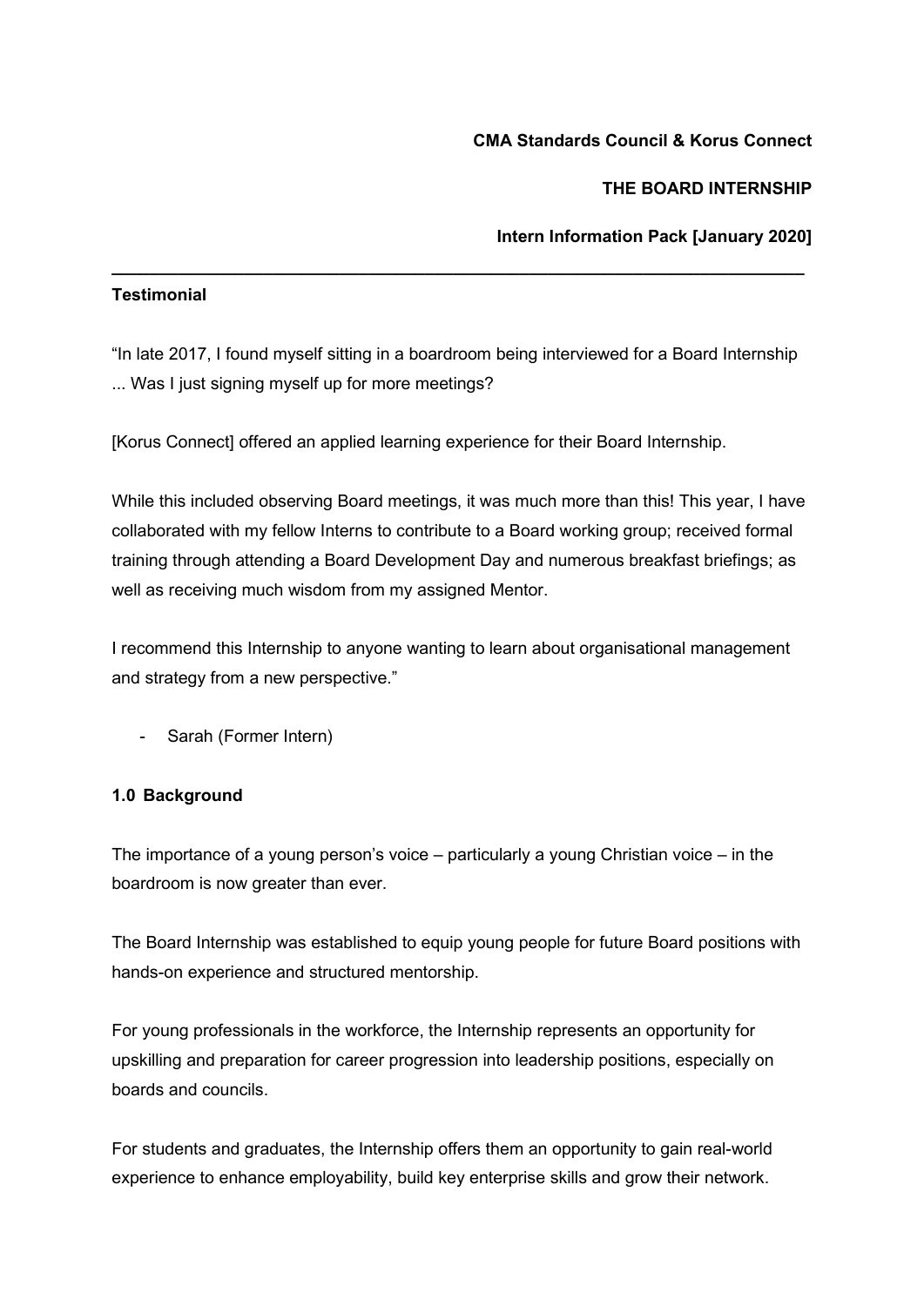**CMA Standards Council & Korus Connect**

**THE BOARD INTERNSHIP**

**Intern Information Pack [January 2020]**

---

**Testimonial**

"In late 2017, I found myself sitting in a boardroom being interviewed for a Board Internship ... Was I just signing myself up for more meetings?

[Korus Connect] offered an applied learning experience for their Board Internship.

While this included observing Board meetings, it was much more than this! This year, I have collaborated with my fellow Interns to contribute to a Board working group; received formal training through attending a Board Development Day and numerous breakfast briefings; as well as receiving much wisdom from my assigned Mentor.

I recommend this Internship to anyone wanting to learn about organisational management and strategy from a new perspective."

- Sarah (Former Intern)

## 1.0 Background

The importance of a young person's voice – particularly a young Christian voice – in the boardroom is now greater than ever.

The Board Internship was established to equip young people for future Board positions with hands-on experience and structured mentorship.

For young professionals in the workforce, the Internship represents an opportunity for upskilling and preparation for career progression into leadership positions, especially on boards and councils.

For students and graduates, the Internship offers them an opportunity to gain real-world experience to enhance employability, build key enterprise skills and grow their network.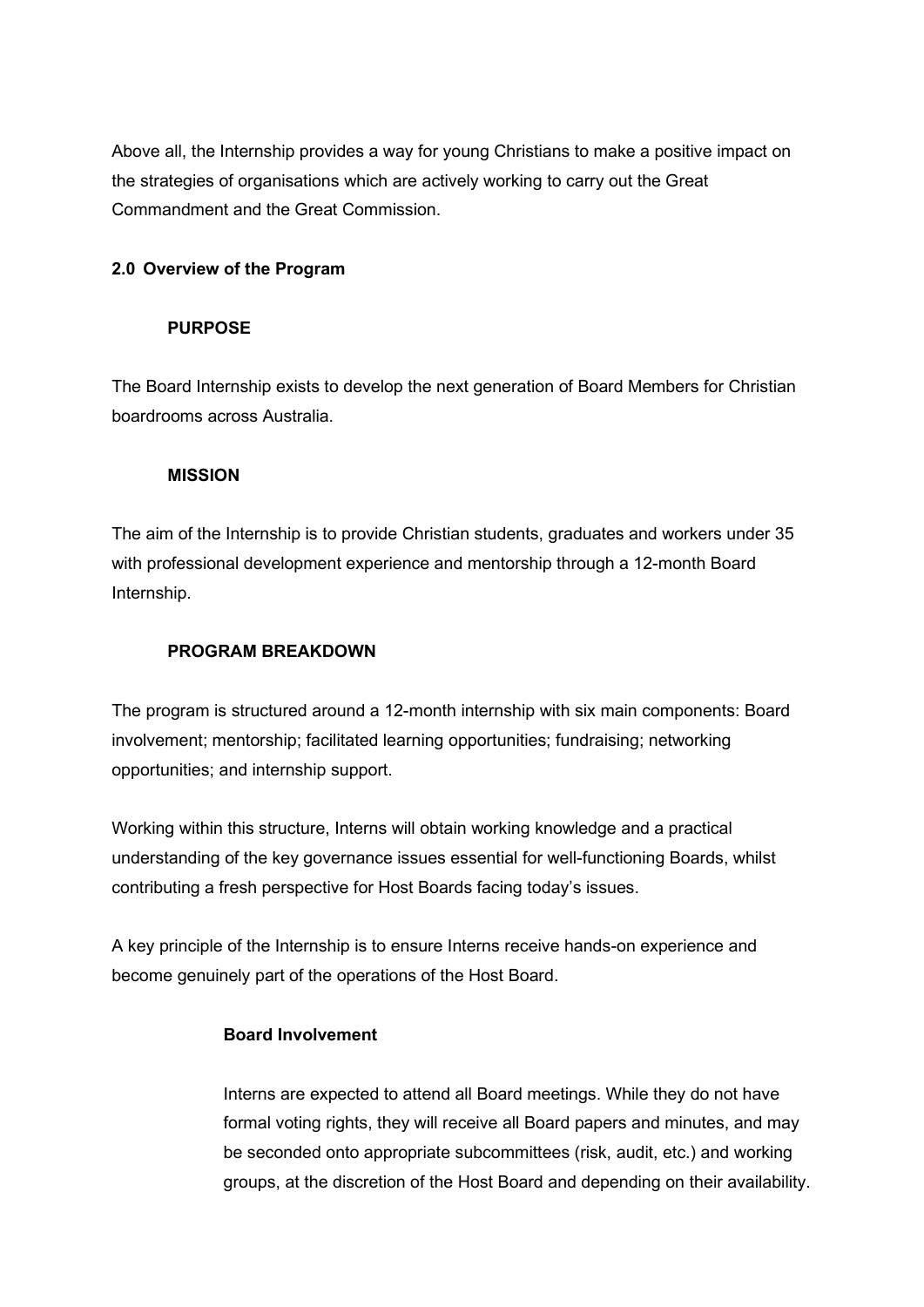Above all, the Internship provides a way for young Christians to make a positive impact on the strategies of organisations which are actively working to carry out the Great Commandment and the Great Commission.

## 2.0 Overview of the Program

### PURPOSE

The Board Internship exists to develop the next generation of Board Members for Christian boardrooms across Australia.

### MISSION

The aim of the Internship is to provide Christian students, graduates and workers under 35 with professional development experience and mentorship through a 12-month Board Internship.

### PROGRAM BREAKDOWN

The program is structured around a 12-month internship with six main components: Board involvement; mentorship; facilitated learning opportunities; fundraising; networking opportunities; and internship support.

Working within this structure, Interns will obtain working knowledge and a practical understanding of the key governance issues essential for well-functioning Boards, whilst contributing a fresh perspective for Host Boards facing today's issues.

A key principle of the Internship is to ensure Interns receive hands-on experience and become genuinely part of the operations of the Host Board.

#### Board Involvement

Interns are expected to attend all Board meetings. While they do not have formal voting rights, they will receive all Board papers and minutes, and may be seconded onto appropriate subcommittees (risk, audit, etc.) and working groups, at the discretion of the Host Board and depending on their availability.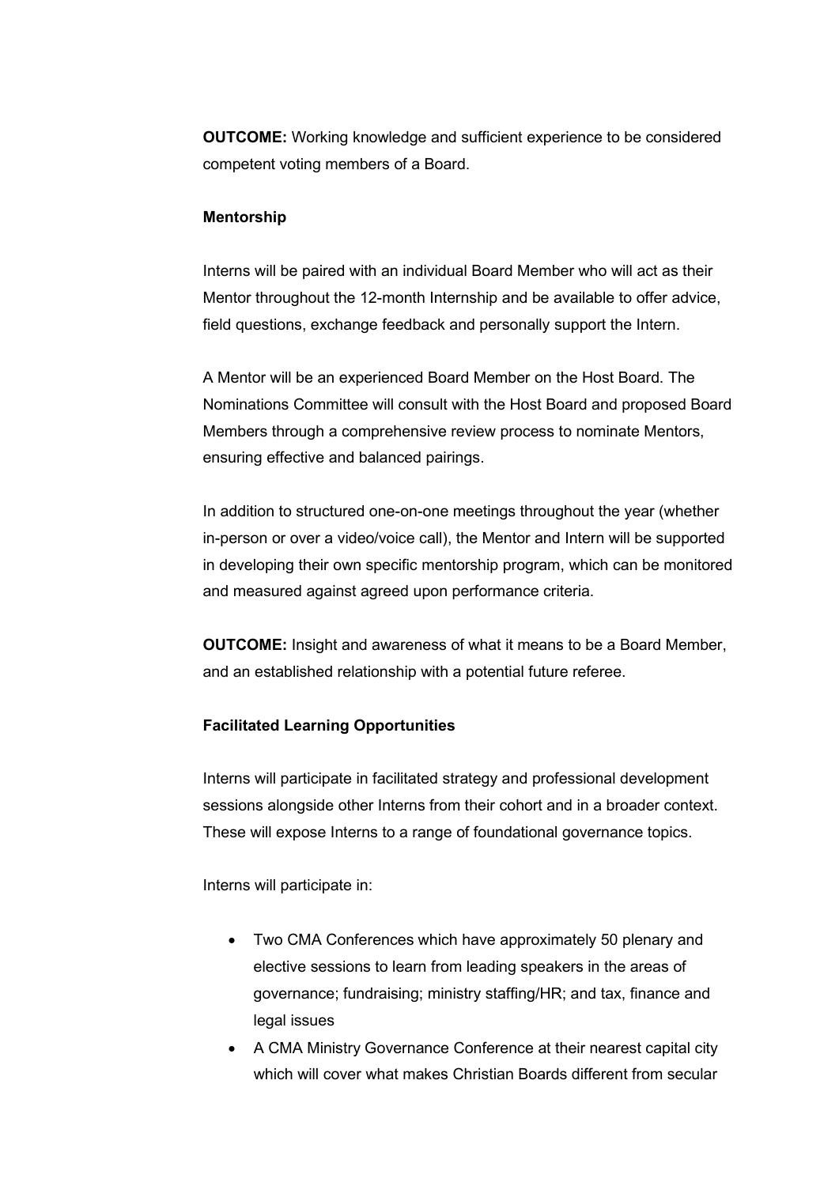**OUTCOME:** Working knowledge and sufficient experience to be considered competent voting members of a Board.

**Mentorship**

Interns will be paired with an individual Board Member who will act as their Mentor throughout the 12-month Internship and be available to offer advice, field questions, exchange feedback and personally support the Intern.

A Mentor will be an experienced Board Member on the Host Board. The Nominations Committee will consult with the Host Board and proposed Board Members through a comprehensive review process to nominate Mentors, ensuring effective and balanced pairings.

In addition to structured one-on-one meetings throughout the year (whether in-person or over a video/voice call), the Mentor and Intern will be supported in developing their own specific mentorship program, which can be monitored and measured against agreed upon performance criteria.

**OUTCOME:** Insight and awareness of what it means to be a Board Member, and an established relationship with a potential future referee.

**Facilitated Learning Opportunities**

Interns will participate in facilitated strategy and professional development sessions alongside other Interns from their cohort and in a broader context. These will expose Interns to a range of foundational governance topics.

Interns will participate in:

- Two CMA Conferences which have approximately 50 plenary and elective sessions to learn from leading speakers in the areas of governance; fundraising; ministry staffing/HR; and tax, finance and legal issues
- A CMA Ministry Governance Conference at their nearest capital city which will cover what makes Christian Boards different from secular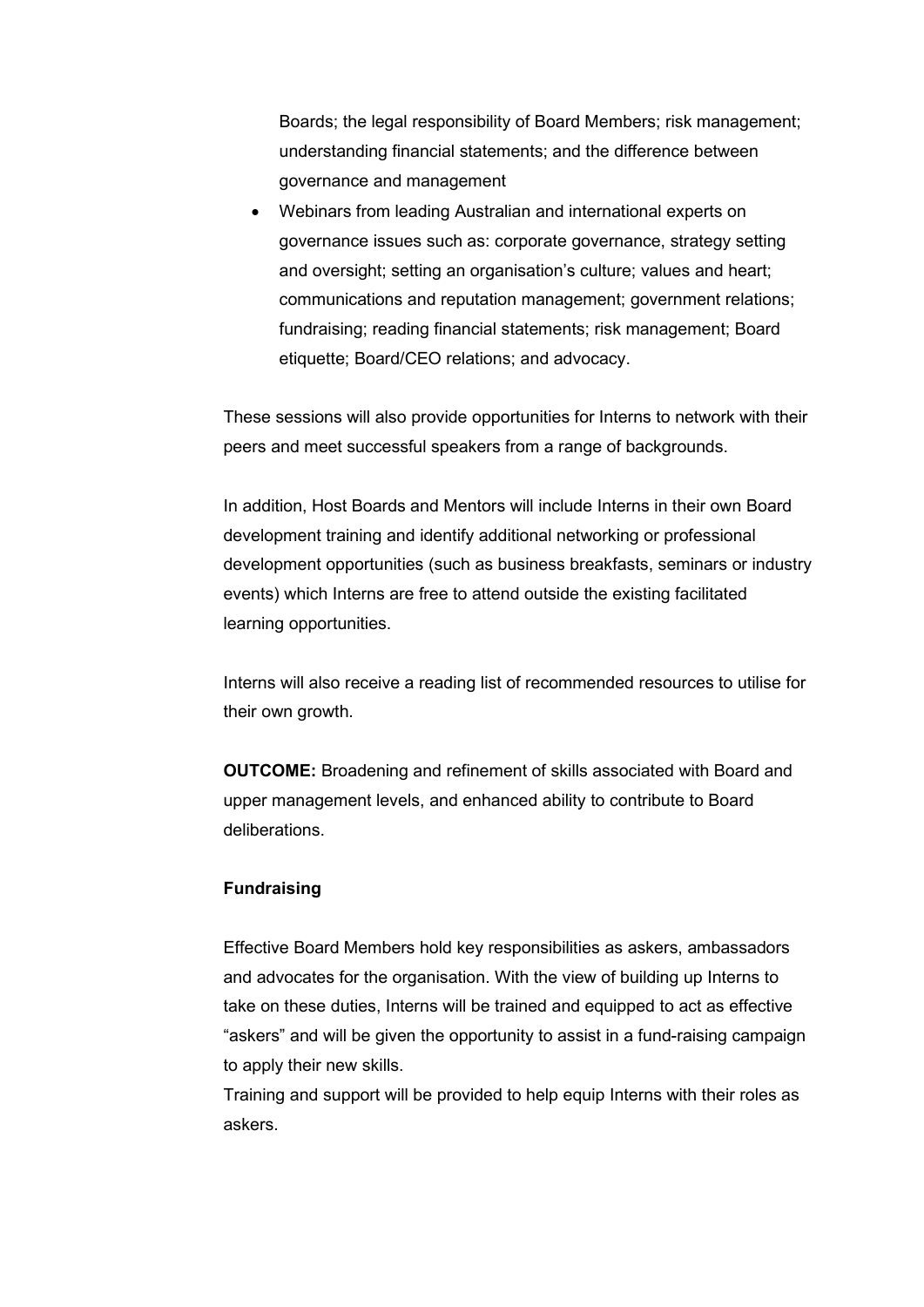Boards; the legal responsibility of Board Members; risk management; understanding financial statements; and the difference between governance and management

- Webinars from leading Australian and international experts on governance issues such as: corporate governance, strategy setting and oversight; setting an organisation's culture; values and heart; communications and reputation management; government relations; fundraising; reading financial statements; risk management; Board etiquette; Board/CEO relations; and advocacy.

These sessions will also provide opportunities for Interns to network with their peers and meet successful speakers from a range of backgrounds.

In addition, Host Boards and Mentors will include Interns in their own Board development training and identify additional networking or professional development opportunities (such as business breakfasts, seminars or industry events) which Interns are free to attend outside the existing facilitated learning opportunities.

Interns will also receive a reading list of recommended resources to utilise for their own growth.

**OUTCOME:** Broadening and refinement of skills associated with Board and upper management levels, and enhanced ability to contribute to Board deliberations.

**Fundraising**

Effective Board Members hold key responsibilities as askers, ambassadors and advocates for the organisation. With the view of building up Interns to take on these duties, Interns will be trained and equipped to act as effective "askers" and will be given the opportunity to assist in a fund-raising campaign to apply their new skills.

Training and support will be provided to help equip Interns with their roles as askers.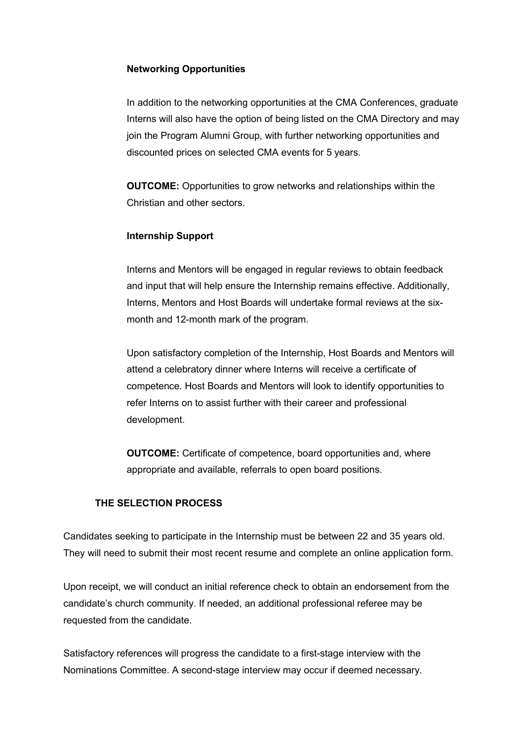### Networking Opportunities

In addition to the networking opportunities at the CMA Conferences, graduate Interns will also have the option of being listed on the CMA Directory and may join the Program Alumni Group, with further networking opportunities and discounted prices on selected CMA events for 5 years.

**OUTCOME:** Opportunities to grow networks and relationships within the Christian and other sectors.

### Internship Support

Interns and Mentors will be engaged in regular reviews to obtain feedback and input that will help ensure the Internship remains effective. Additionally, Interns, Mentors and Host Boards will undertake formal reviews at the six-month and 12-month mark of the program.

Upon satisfactory completion of the Internship, Host Boards and Mentors will attend a celebratory dinner where Interns will receive a certificate of competence. Host Boards and Mentors will look to identify opportunities to refer Interns on to assist further with their career and professional development.

**OUTCOME:** Certificate of competence, board opportunities and, where appropriate and available, referrals to open board positions.

## THE SELECTION PROCESS

Candidates seeking to participate in the Internship must be between 22 and 35 years old. They will need to submit their most recent resume and complete an online application form.

Upon receipt, we will conduct an initial reference check to obtain an endorsement from the candidate's church community. If needed, an additional professional referee may be requested from the candidate.

Satisfactory references will progress the candidate to a first-stage interview with the Nominations Committee. A second-stage interview may occur if deemed necessary.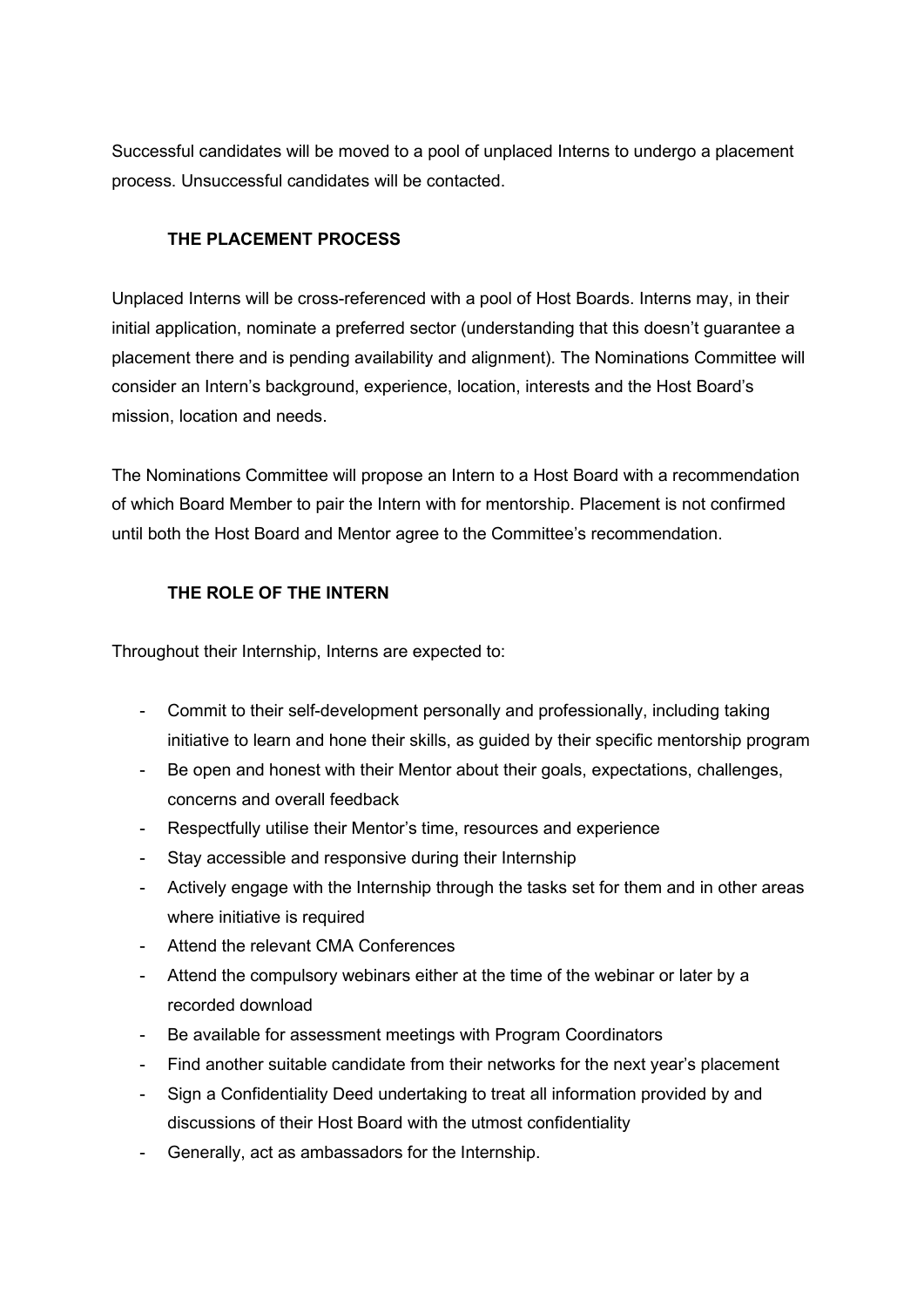Successful candidates will be moved to a pool of unplaced Interns to undergo a placement process. Unsuccessful candidates will be contacted.

### THE PLACEMENT PROCESS

Unplaced Interns will be cross-referenced with a pool of Host Boards. Interns may, in their initial application, nominate a preferred sector (understanding that this doesn't guarantee a placement there and is pending availability and alignment). The Nominations Committee will consider an Intern's background, experience, location, interests and the Host Board's mission, location and needs.

The Nominations Committee will propose an Intern to a Host Board with a recommendation of which Board Member to pair the Intern with for mentorship. Placement is not confirmed until both the Host Board and Mentor agree to the Committee's recommendation.

### THE ROLE OF THE INTERN

Throughout their Internship, Interns are expected to:

- Commit to their self-development personally and professionally, including taking initiative to learn and hone their skills, as guided by their specific mentorship program
- Be open and honest with their Mentor about their goals, expectations, challenges, concerns and overall feedback
- Respectfully utilise their Mentor's time, resources and experience
- Stay accessible and responsive during their Internship
- Actively engage with the Internship through the tasks set for them and in other areas where initiative is required
- Attend the relevant CMA Conferences
- Attend the compulsory webinars either at the time of the webinar or later by a recorded download
- Be available for assessment meetings with Program Coordinators
- Find another suitable candidate from their networks for the next year's placement
- Sign a Confidentiality Deed undertaking to treat all information provided by and discussions of their Host Board with the utmost confidentiality
- Generally, act as ambassadors for the Internship.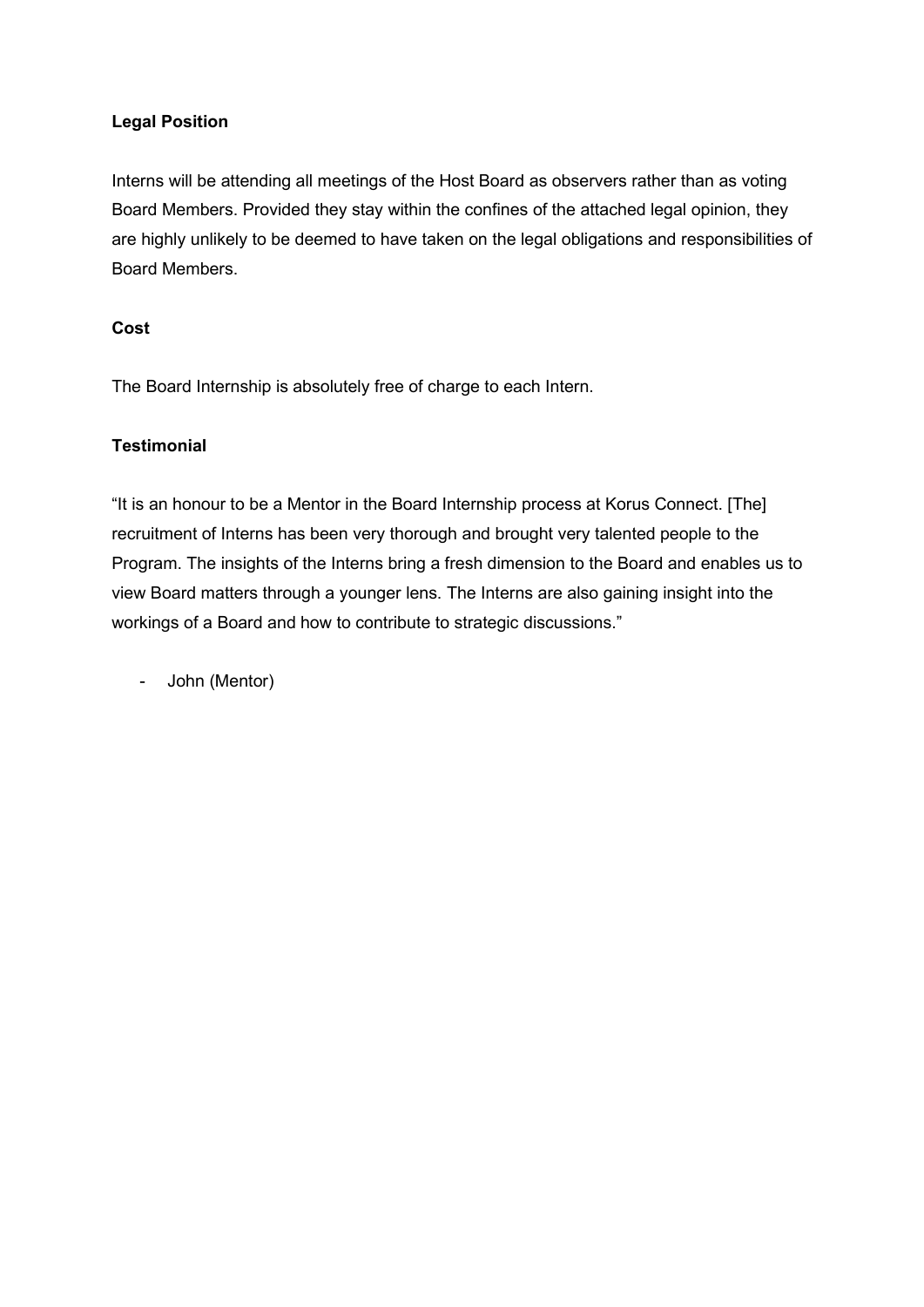**Legal Position**

Interns will be attending all meetings of the Host Board as observers rather than as voting Board Members. Provided they stay within the confines of the attached legal opinion, they are highly unlikely to be deemed to have taken on the legal obligations and responsibilities of Board Members.

**Cost**

The Board Internship is absolutely free of charge to each Intern.

**Testimonial**

"It is an honour to be a Mentor in the Board Internship process at Korus Connect. [The] recruitment of Interns has been very thorough and brought very talented people to the Program. The insights of the Interns bring a fresh dimension to the Board and enables us to view Board matters through a younger lens. The Interns are also gaining insight into the workings of a Board and how to contribute to strategic discussions."

- John (Mentor)